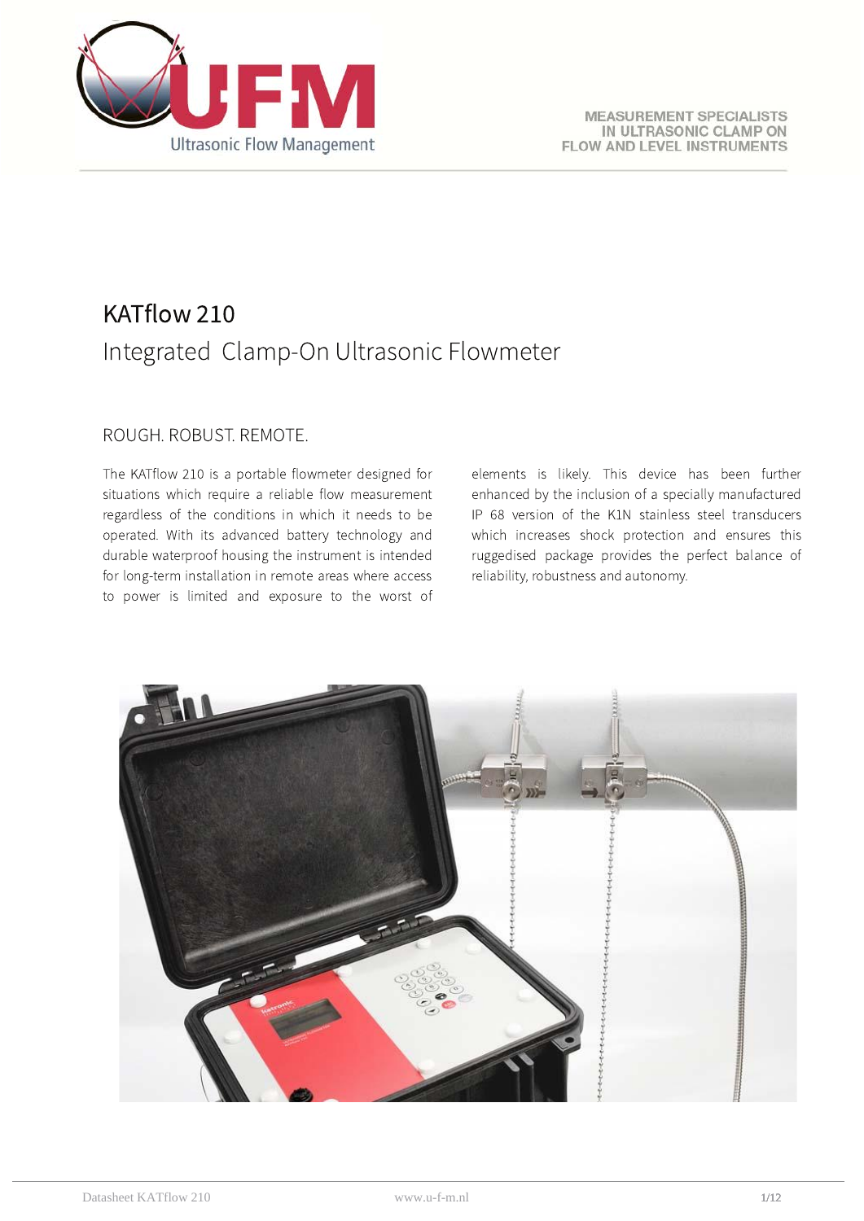MEASUREMENT SPECIALISTS
IN ULTRASONIC CLAMP ON
FLOW AND LEVEL INSTRUMENTS

# KATflow 210

## Integrated Clamp-On Ultrasonic Flowmeter

### ROUGH. ROBUST. REMOTE.

The KATflow 210 is a portable flowmeter designed for situations which require a reliable flow measurement regardless of the conditions in which it needs to be operated. With its advanced battery technology and durable waterproof housing the instrument is intended for long-term installation in remote areas where access to power is limited and exposure to the worst of elements is likely. This device has been further enhanced by the inclusion of a specially manufactured IP 68 version of the K1N stainless steel transducers which increases shock protection and ensures this ruggedised package provides the perfect balance of reliability, robustness and autonomy.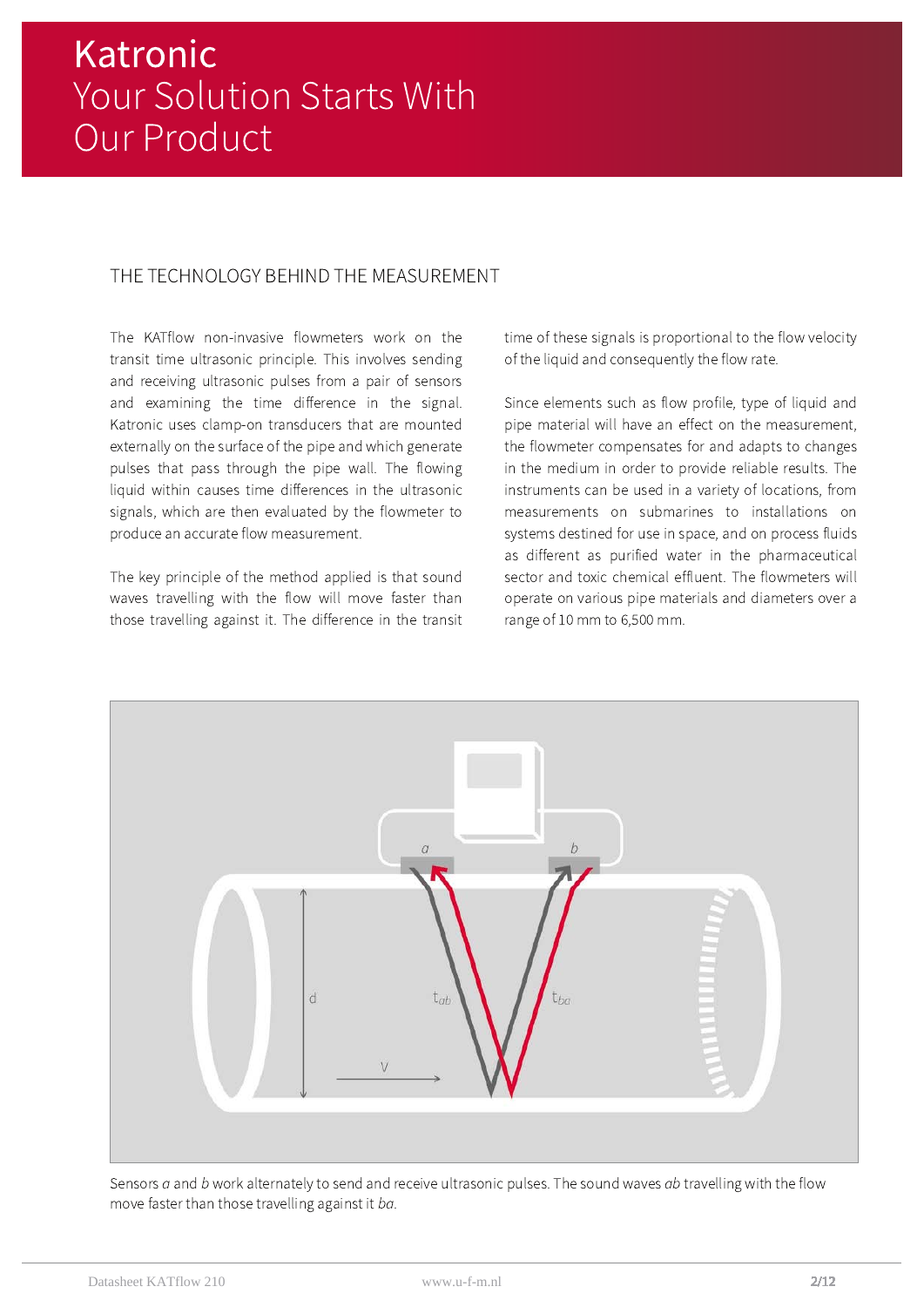# Katronic

Your Solution Starts With Our Product

## THE TECHNOLOGY BEHIND THE MEASUREMENT

The KATflow non-invasive flowmeters work on the transit time ultrasonic principle. This involves sending and receiving ultrasonic pulses from a pair of sensors and examining the time difference in the signal. Katronic uses clamp-on transducers that are mounted externally on the surface of the pipe and which generate pulses that pass through the pipe wall. The flowing liquid within causes time differences in the ultrasonic signals, which are then evaluated by the flowmeter to produce an accurate flow measurement.

The key principle of the method applied is that sound waves travelling with the flow will move faster than those travelling against it. The difference in the transit time of these signals is proportional to the flow velocity of the liquid and consequently the flow rate.

Since elements such as flow profile, type of liquid and pipe material will have an effect on the measurement, the flowmeter compensates for and adapts to changes in the medium in order to provide reliable results. The instruments can be used in a variety of locations, from measurements on submarines to installations on systems destined for use in space, and on process fluids as different as purified water in the pharmaceutical sector and toxic chemical effluent. The flowmeters will operate on various pipe materials and diameters over a range of 10 mm to 6,500 mm.

Sensors *a* and *b* work alternately to send and receive ultrasonic pulses. The sound waves *ab* travelling with the flow move faster than those travelling against it *ba*.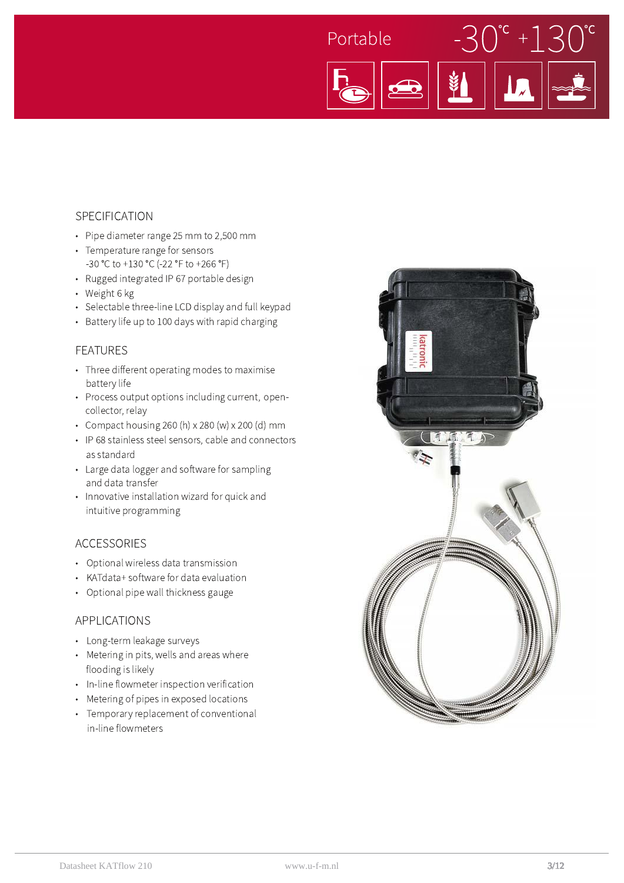Portable -30°C +130°C

## SPECIFICATION

- Pipe diameter range 25 mm to 2,500 mm
- Temperature range for sensors -30 °C to +130 °C (-22 °F to +266 °F)
- Rugged integrated IP 67 portable design
- Weight 6 kg
- Selectable three-line LCD display and full keypad
- Battery life up to 100 days with rapid charging

## FEATURES

- Three different operating modes to maximise battery life
- Process output options including current, open-collector, relay
- Compact housing 260 (h) x 280 (w) x 200 (d) mm
- IP 68 stainless steel sensors, cable and connectors as standard
- Large data logger and software for sampling and data transfer
- Innovative installation wizard for quick and intuitive programming

## ACCESSORIES

- Optional wireless data transmission
- KATdata+ software for data evaluation
- Optional pipe wall thickness gauge

## APPLICATIONS

- Long-term leakage surveys
- Metering in pits, wells and areas where flooding is likely
- In-line flowmeter inspection verification
- Metering of pipes in exposed locations
- Temporary replacement of conventional in-line flowmeters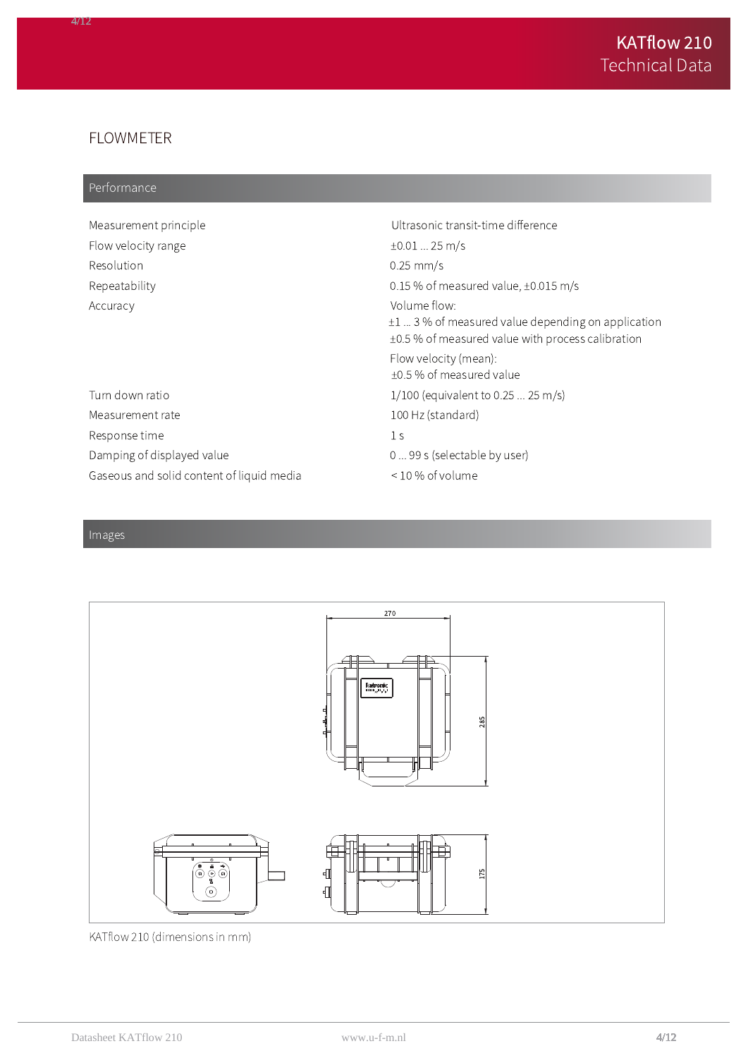## FLOWMETER

### Performance

| | |
|---|---|
| Measurement principle | Ultrasonic transit-time difference |
| Flow velocity range | ±0.01 ... 25 m/s |
| Resolution | 0.25 mm/s |
| Repeatability | 0.15 % of measured value, ±0.015 m/s |
| Accuracy | Volume flow:<br>±1 ... 3 % of measured value depending on application<br>±0.5 % of measured value with process calibration<br>Flow velocity (mean):<br>±0.5 % of measured value |
| Turn down ratio | 1/100 (equivalent to 0.25 ... 25 m/s) |
| Measurement rate | 100 Hz (standard) |
| Response time | 1 s |
| Damping of displayed value | 0 ... 99 s (selectable by user) |
| Gaseous and solid content of liquid media | < 10 % of volume |

### Images

KATflow 210 (dimensions in mm)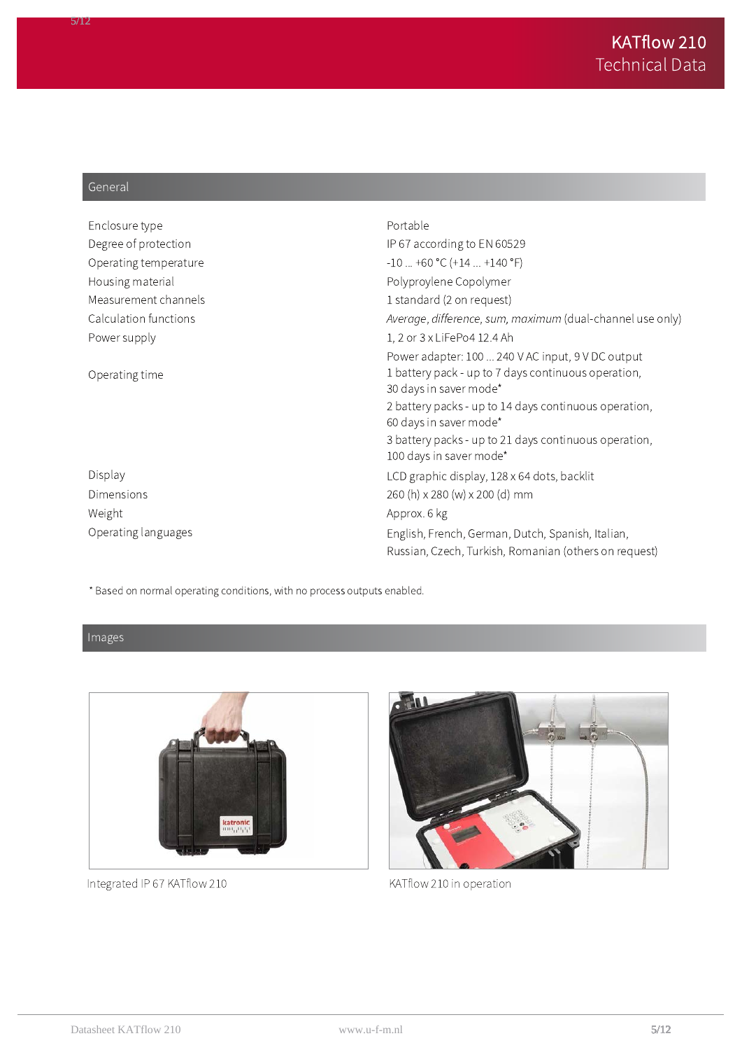# KATflow 210
## Technical Data

### General

| | |
|---|---|
| Enclosure type | Portable |
| Degree of protection | IP 67 according to EN 60529 |
| Operating temperature | -10 ... +60 °C (+14 ... +140 °F) |
| Housing material | Polyproylene Copolymer |
| Measurement channels | 1 standard (2 on request) |
| Calculation functions | *Average, difference, sum, maximum* (dual-channel use only) |
| Power supply | 1, 2 or 3 x LiFePo4 12.4 Ah<br>Power adapter: 100 ... 240 V AC input, 9 V DC output |
| Operating time | 1 battery pack - up to 7 days continuous operation, 30 days in saver mode*<br>2 battery packs - up to 14 days continuous operation, 60 days in saver mode*<br>3 battery packs - up to 21 days continuous operation, 100 days in saver mode* |
| Display | LCD graphic display, 128 x 64 dots, backlit |
| Dimensions | 260 (h) x 280 (w) x 200 (d) mm |
| Weight | Approx. 6 kg |
| Operating languages | English, French, German, Dutch, Spanish, Italian, Russian, Czech, Turkish, Romanian (others on request) |

* Based on normal operating conditions, with no process outputs enabled.

### Images

Integrated IP 67 KATflow 210

KATflow 210 in operation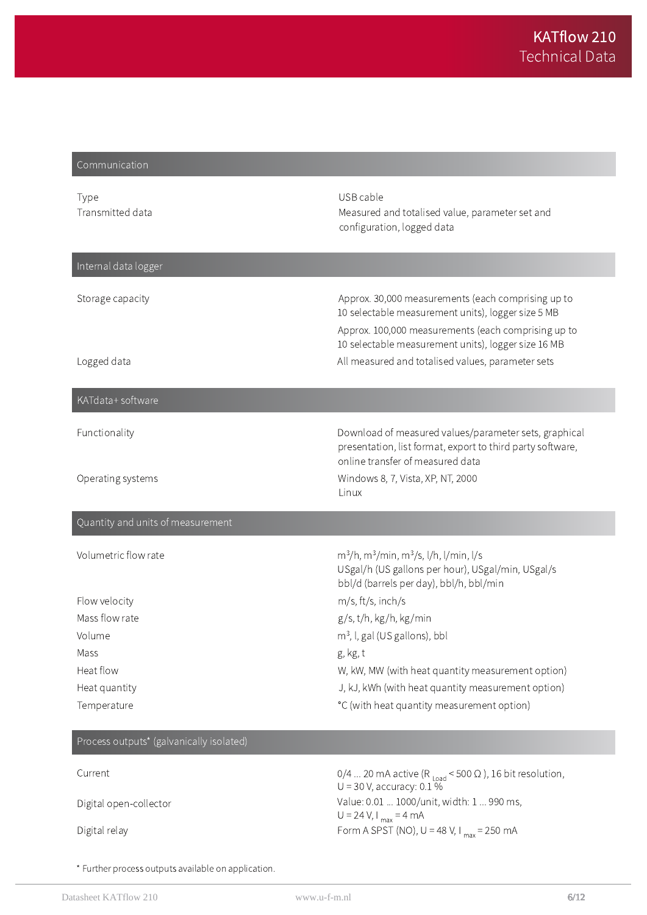# KATflow 210
## Technical Data

### Communication

| | |
|---|---|
| Type | USB cable |
| Transmitted data | Measured and totalised value, parameter set and configuration, logged data |

### Internal data logger

| | |
|---|---|
| Storage capacity | Approx. 30,000 measurements (each comprising up to 10 selectable measurement units), logger size 5 MB |
| | Approx. 100,000 measurements (each comprising up to 10 selectable measurement units), logger size 16 MB |
| Logged data | All measured and totalised values, parameter sets |

### KATdata+ software

| | |
|---|---|
| Functionality | Download of measured values/parameter sets, graphical presentation, list format, export to third party software, online transfer of measured data |
| Operating systems | Windows 8, 7, Vista, XP, NT, 2000<br>Linux |

### Quantity and units of measurement

| | |
|---|---|
| Volumetric flow rate | $m^3$/h, $m^3$/min, $m^3$/s, l/h, l/min, l/s<br>USgal/h (US gallons per hour), USgal/min, USgal/s<br>bbl/d (barrels per day), bbl/h, bbl/min |
| Flow velocity | m/s, ft/s, inch/s |
| Mass flow rate | g/s, t/h, kg/h, kg/min |
| Volume | $m^3$, l, gal (US gallons), bbl |
| Mass | g, kg, t |
| Heat flow | W, kW, MW (with heat quantity measurement option) |
| Heat quantity | J, kJ, kWh (with heat quantity measurement option) |
| Temperature | °C (with heat quantity measurement option) |

### Process outputs* (galvanically isolated)

| | |
|---|---|
| Current | 0/4 ... 20 mA active ($R_{Load}$ < 500 Ω ), 16 bit resolution, U = 30 V, accuracy: 0.1 % |
| Digital open-collector | Value: 0.01 ... 1000/unit, width: 1 ... 990 ms, U = 24 V, $I_{max}$ = 4 mA |
| Digital relay | Form A SPST (NO), U = 48 V, $I_{max}$ = 250 mA |

* Further process outputs available on application.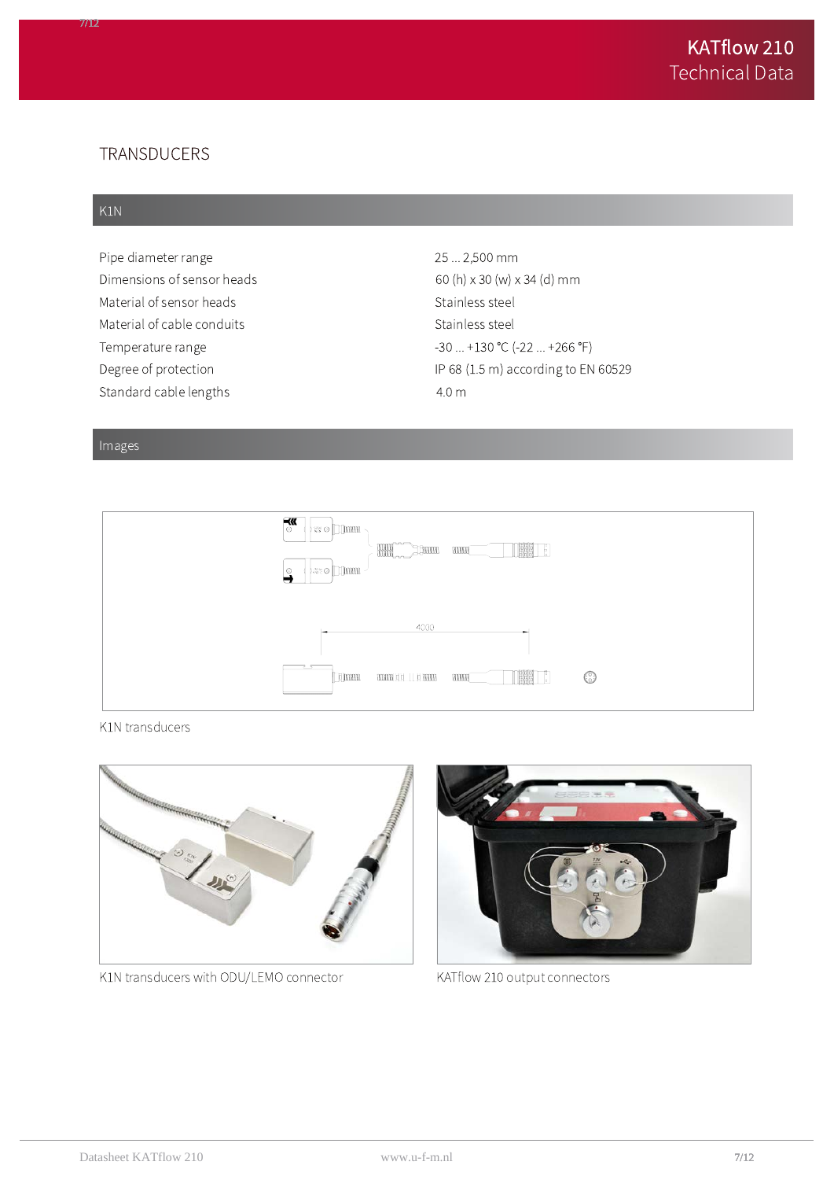# TRANSDUCERS

## K1N

| | |
|---|---|
| Pipe diameter range | 25 ... 2,500 mm |
| Dimensions of sensor heads | 60 (h) x 30 (w) x 34 (d) mm |
| Material of sensor heads | Stainless steel |
| Material of cable conduits | Stainless steel |
| Temperature range | -30 ... +130 °C (-22 ... +266 °F) |
| Degree of protection | IP 68 (1.5 m) according to EN 60529 |
| Standard cable lengths | 4.0 m |

## Images

K1N transducers

K1N transducers with ODU/LEMO connector

KATflow 210 output connectors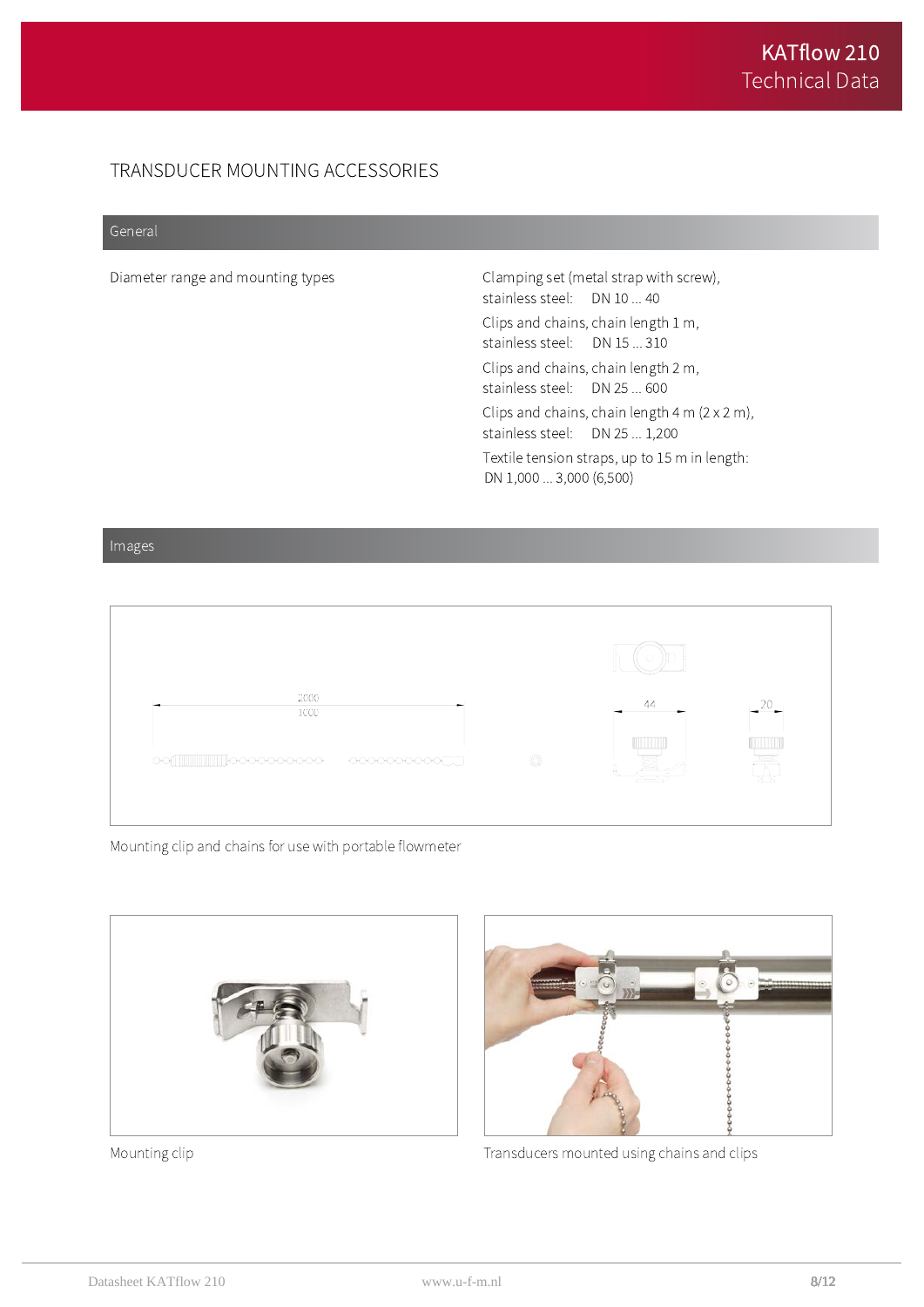## TRANSDUCER MOUNTING ACCESSORIES

### General

| | |
|---|---|
| Diameter range and mounting types | Clamping set (metal strap with screw), stainless steel: DN 10 ... 40<br>Clips and chains, chain length 1 m, stainless steel: DN 15 ... 310<br>Clips and chains, chain length 2 m, stainless steel: DN 25 ... 600<br>Clips and chains, chain length 4 m (2 x 2 m), stainless steel: DN 25 ... 1,200<br>Textile tension straps, up to 15 m in length: DN 1,000 ... 3,000 (6,500) |

### Images

Mounting clip and chains for use with portable flowmeter

Mounting clip

Transducers mounted using chains and clips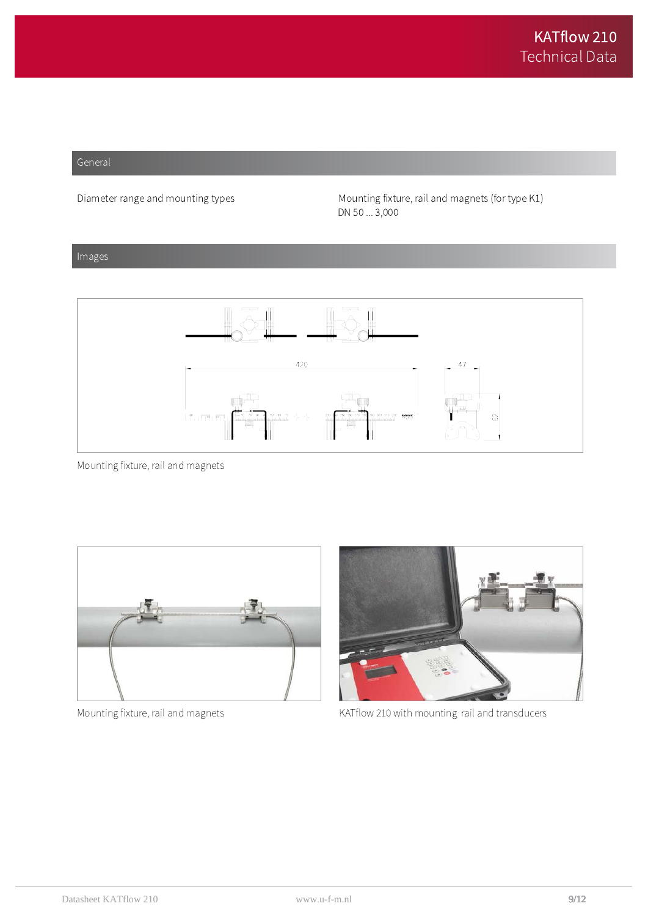## General

| Diameter range and mounting types | Mounting fixture, rail and magnets (for type K1) DN 50 ... 3,000 |
|---|---|

## Images

Mounting fixture, rail and magnets

Mounting fixture, rail and magnets

KATflow 210 with mounting rail and transducers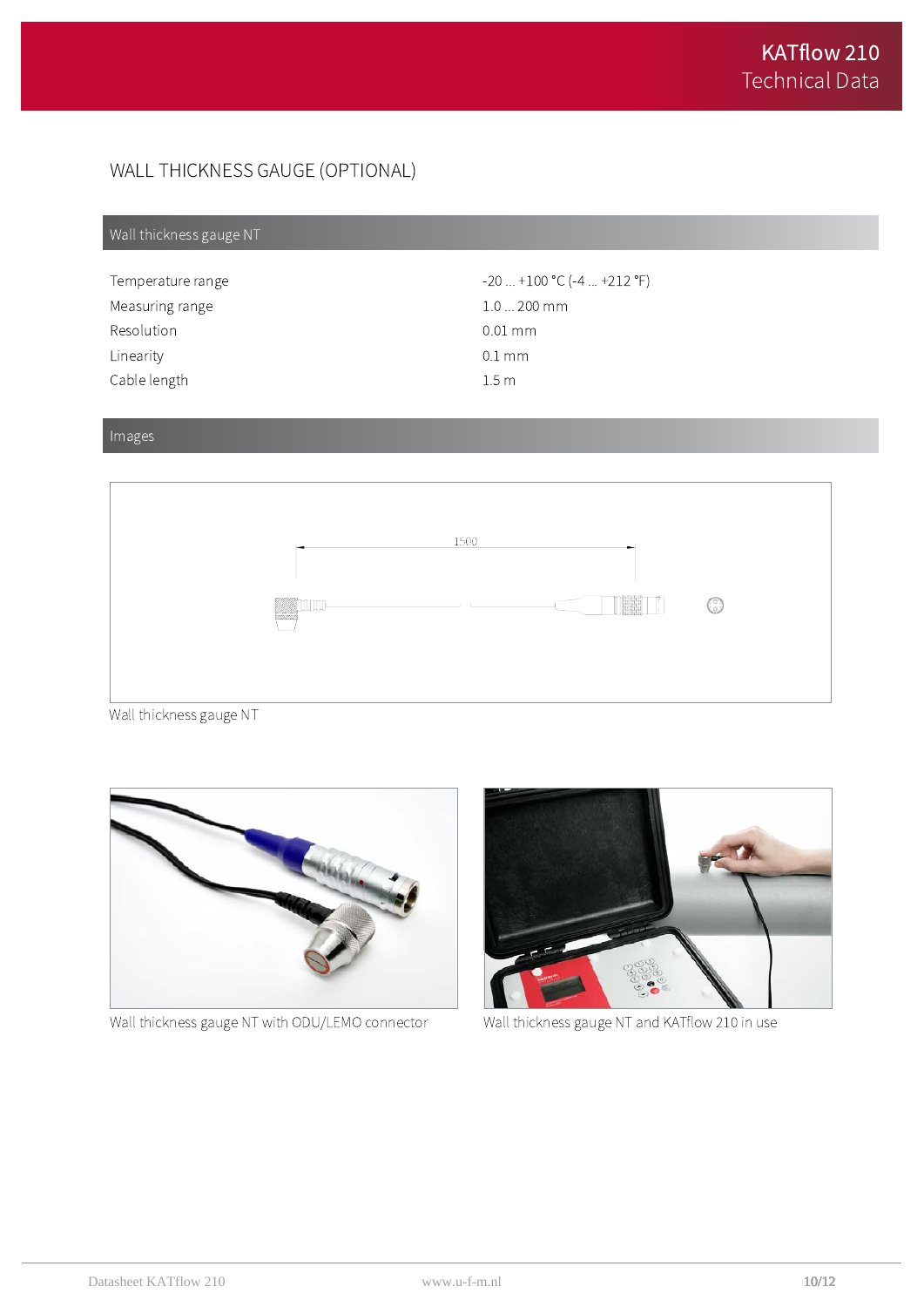# WALL THICKNESS GAUGE (OPTIONAL)

## Wall thickness gauge NT

| | |
|---|---|
| Temperature range | -20 ... +100 °C (-4 ... +212 °F) |
| Measuring range | 1.0 ... 200 mm |
| Resolution | 0.01 mm |
| Linearity | 0.1 mm |
| Cable length | 1.5 m |

## Images

Wall thickness gauge NT

Wall thickness gauge NT with ODU/LEMO connector

Wall thickness gauge NT and KATflow 210 in use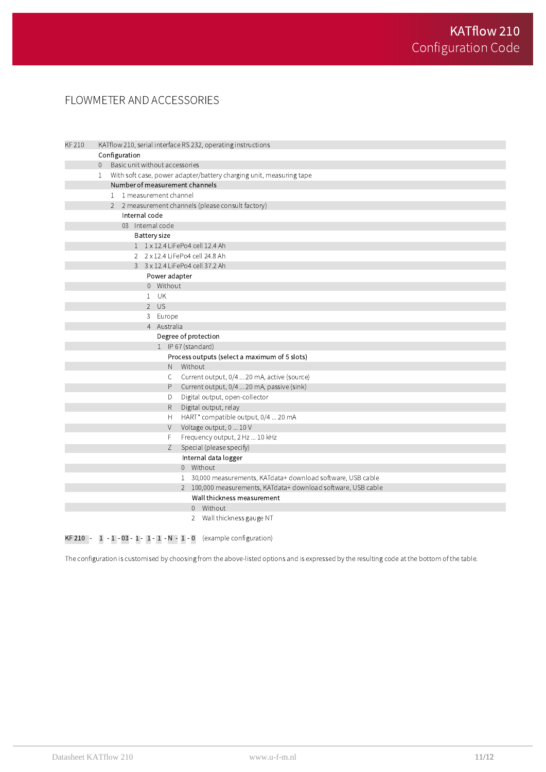## FLOWMETER AND ACCESSORIES

| | |
|---|---|
| KF 210 | KATflow 210, serial interface RS 232, operating instructions |
| | **Configuration** |
| | 0 Basic unit without accessories |
| | 1 With soft case, power adapter/battery charging unit, measuring tape |
| | **Number of measurement channels** |
| | 1 1 measurement channel |
| | 2 2 measurement channels (please consult factory) |
| | **Internal code** |
| | 03 Internal code |
| | **Battery size** |
| | 1 1 x 12.4 LiFePo4 cell 12.4 Ah |
| | 2 2 x 12.4 LiFePo4 cell 24.8 Ah |
| | 3 3 x 12.4 LiFePo4 cell 37.2 Ah |
| | **Power adapter** |
| | 0 Without |
| | 1 UK |
| | 2 US |
| | 3 Europe |
| | 4 Australia |
| | **Degree of protection** |
| | 1 IP 67 (standard) |
| | **Process outputs (select a maximum of 5 slots)** |
| | N Without |
| | C Current output, 0/4 ... 20 mA, active (source) |
| | P Current output, 0/4 ... 20 mA, passive (sink) |
| | D Digital output, open-collector |
| | R Digital output, relay |
| | H HART* compatible output, 0/4 ... 20 mA |
| | V Voltage output, 0 ... 10 V |
| | F Frequency output, 2 Hz ... 10 kHz |
| | Z Special (please specify) |
| | **Internal data logger** |
| | 0 Without |
| | 1 30,000 measurements, KATdata+ download software, USB cable |
| | 2 100,000 measurements, KATdata+ download software, USB cable |
| | **Wall thickness measurement** |
| | 0 Without |
| | 2 Wall thickness gauge NT |

KF 210 - 1 - 1 - 03 - 1 - 1 - 1 - N - 1 - 0 (example configuration)

The configuration is customised by choosing from the above-listed options and is expressed by the resulting code at the bottom of the table.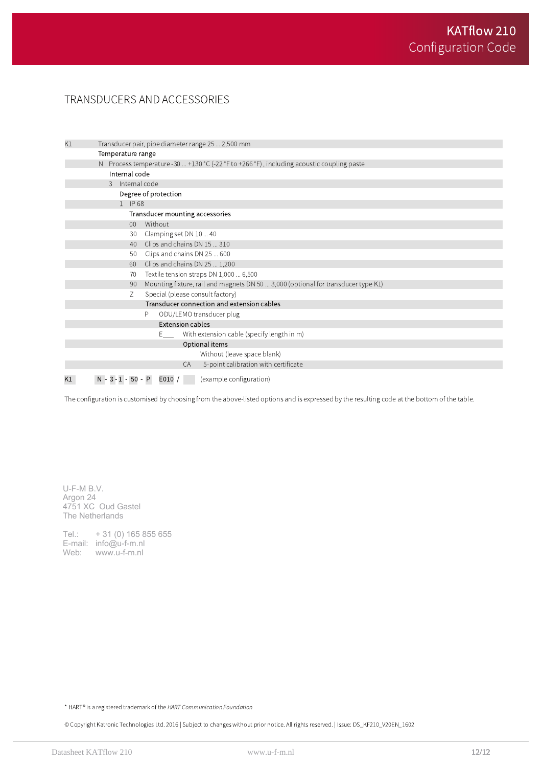## TRANSDUCERS AND ACCESSORIES

| | | | | | | | |
|---|---|---|---|---|---|---|---|
| K1 | Transducer pair, pipe diameter range 25 ... 2,500 mm | | | | | | |
| | Temperature range | | | | | | |
| | N | Process temperature -30 ... +130 °C (-22 °F to +266 °F), including acoustic coupling paste | | | | | |
| | | Internal code | | | | | |
| | | 3 | Internal code | | | | |
| | | | Degree of protection | | | | |
| | | | 1 | IP 68 | | | |
| | | | | Transducer mounting accessories | | | |
| | | | | 00 | Without | | |
| | | | | 30 | Clamping set DN 10 ... 40 | | |
| | | | | 40 | Clips and chains DN 15 ... 310 | | |
| | | | | 50 | Clips and chains DN 25 ... 600 | | |
| | | | | 60 | Clips and chains DN 25 ... 1,200 | | |
| | | | | 70 | Textile tension straps DN 1,000 ... 6,500 | | |
| | | | | 90 | Mounting fixture, rail and magnets DN 50 ... 3,000 (optional for transducer type K1) | | |
| | | | | Z | Special (please consult factory) | | |
| | | | | | Transducer connection and extension cables | | |
| | | | | | P | ODU/LEMO transducer plug | |
| | | | | | | Extension cables | |
| | | | | | | E___ | With extension cable (specify length in m) |
| | | | | | | | Optional items |
| | | | | | | | Without (leave space blank) |
| | | | | | | | CA 5-point calibration with certificate |
| K1 | N - | 3 - | 1 - | 50 - | P | E010 / | (example configuration) |

The configuration is customised by choosing from the above-listed options and is expressed by the resulting code at the bottom of the table.

U-F-M B.V.
Argon 24
4751 XC Oud Gastel
The Netherlands

Tel.: + 31 (0) 165 855 655
E-mail: info@u-f-m.nl
Web: www.u-f-m.nl

* HART® is a registered trademark of the *HART Communication Foundation*

© Copyright Katronic Technologies Ltd. 2016 | Subject to changes without prior notice. All rights reserved. | Issue: DS_KF210_V20EN_1602